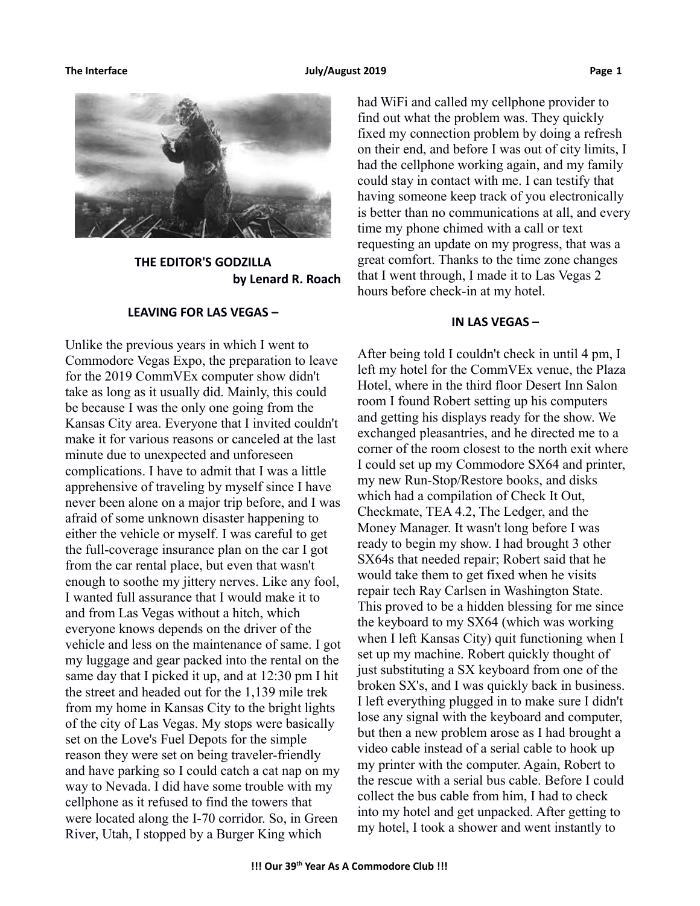## THE EDITOR'S GODZILLA

**by Lenard R. Roach**

### LEAVING FOR LAS VEGAS –

Unlike the previous years in which I went to Commodore Vegas Expo, the preparation to leave for the 2019 CommVEx computer show didn't take as long as it usually did. Mainly, this could be because I was the only one going from the Kansas City area. Everyone that I invited couldn't make it for various reasons or canceled at the last minute due to unexpected and unforeseen complications. I have to admit that I was a little apprehensive of traveling by myself since I have never been alone on a major trip before, and I was afraid of some unknown disaster happening to either the vehicle or myself. I was careful to get the full-coverage insurance plan on the car I got from the car rental place, but even that wasn't enough to soothe my jittery nerves. Like any fool, I wanted full assurance that I would make it to and from Las Vegas without a hitch, which everyone knows depends on the driver of the vehicle and less on the maintenance of same. I got my luggage and gear packed into the rental on the same day that I picked it up, and at 12:30 pm I hit the street and headed out for the 1,139 mile trek from my home in Kansas City to the bright lights of the city of Las Vegas. My stops were basically set on the Love's Fuel Depots for the simple reason they were set on being traveler-friendly and have parking so I could catch a cat nap on my way to Nevada. I did have some trouble with my cellphone as it refused to find the towers that were located along the I-70 corridor. So, in Green River, Utah, I stopped by a Burger King which had WiFi and called my cellphone provider to find out what the problem was. They quickly fixed my connection problem by doing a refresh on their end, and before I was out of city limits, I had the cellphone working again, and my family could stay in contact with me. I can testify that having someone keep track of you electronically is better than no communications at all, and every time my phone chimed with a call or text requesting an update on my progress, that was a great comfort. Thanks to the time zone changes that I went through, I made it to Las Vegas 2 hours before check-in at my hotel.

### IN LAS VEGAS –

After being told I couldn't check in until 4 pm, I left my hotel for the CommVEx venue, the Plaza Hotel, where in the third floor Desert Inn Salon room I found Robert setting up his computers and getting his displays ready for the show. We exchanged pleasantries, and he directed me to a corner of the room closest to the north exit where I could set up my Commodore SX64 and printer, my new Run-Stop/Restore books, and disks which had a compilation of Check It Out, Checkmate, TEA 4.2, The Ledger, and the Money Manager. It wasn't long before I was ready to begin my show. I had brought 3 other SX64s that needed repair; Robert said that he would take them to get fixed when he visits repair tech Ray Carlsen in Washington State. This proved to be a hidden blessing for me since the keyboard to my SX64 (which was working when I left Kansas City) quit functioning when I set up my machine. Robert quickly thought of just substituting a SX keyboard from one of the broken SX's, and I was quickly back in business. I left everything plugged in to make sure I didn't lose any signal with the keyboard and computer, but then a new problem arose as I had brought a video cable instead of a serial cable to hook up my printer with the computer. Again, Robert to the rescue with a serial bus cable. Before I could collect the bus cable from him, I had to check into my hotel and get unpacked. After getting to my hotel, I took a shower and went instantly to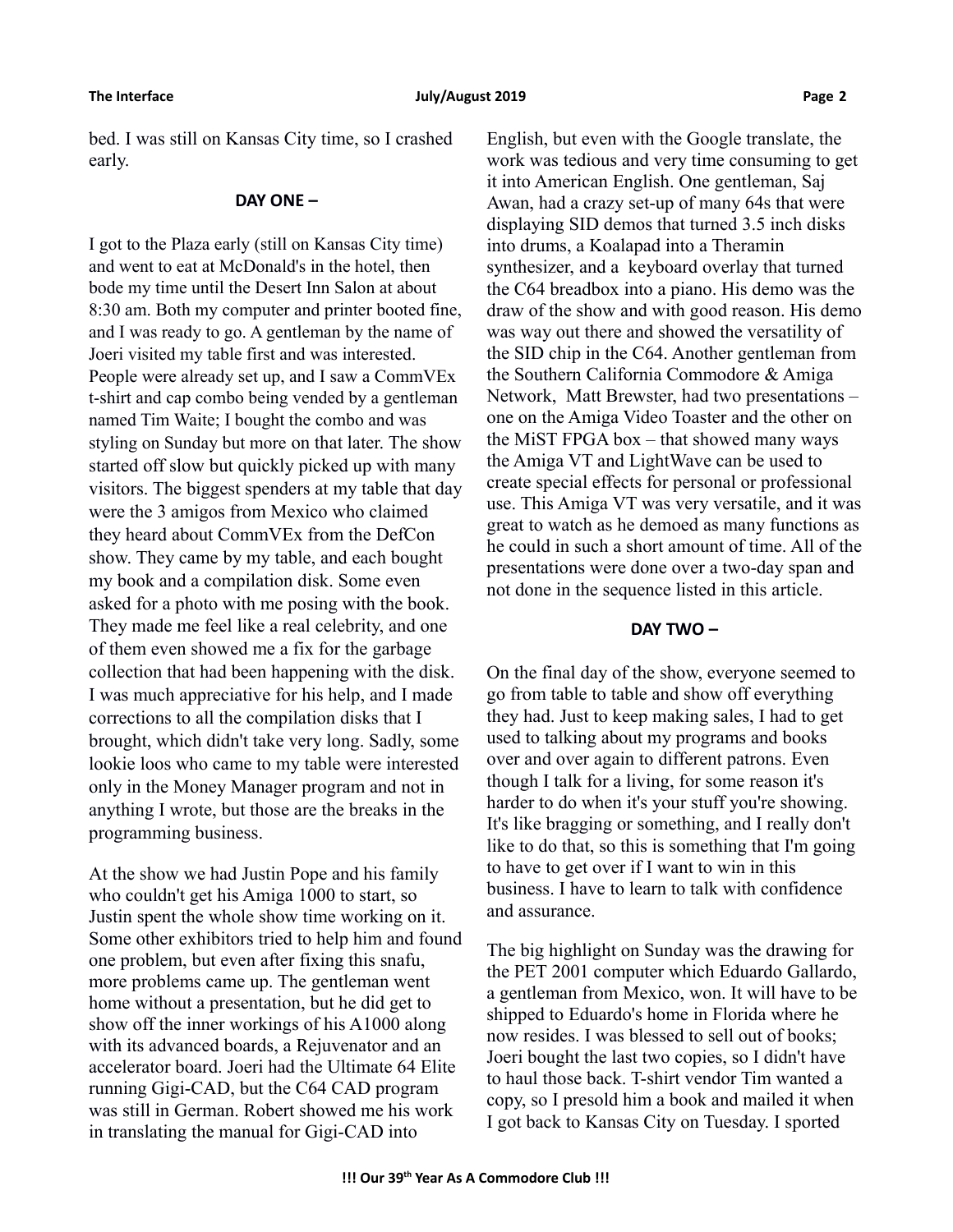bed. I was still on Kansas City time, so I crashed early.

**DAY ONE –**

I got to the Plaza early (still on Kansas City time) and went to eat at McDonald's in the hotel, then bode my time until the Desert Inn Salon at about 8:30 am. Both my computer and printer booted fine, and I was ready to go. A gentleman by the name of Joeri visited my table first and was interested. People were already set up, and I saw a CommVEx t-shirt and cap combo being vended by a gentleman named Tim Waite; I bought the combo and was styling on Sunday but more on that later. The show started off slow but quickly picked up with many visitors. The biggest spenders at my table that day were the 3 amigos from Mexico who claimed they heard about CommVEx from the DefCon show. They came by my table, and each bought my book and a compilation disk. Some even asked for a photo with me posing with the book. They made me feel like a real celebrity, and one of them even showed me a fix for the garbage collection that had been happening with the disk. I was much appreciative for his help, and I made corrections to all the compilation disks that I brought, which didn't take very long. Sadly, some lookie loos who came to my table were interested only in the Money Manager program and not in anything I wrote, but those are the breaks in the programming business.

At the show we had Justin Pope and his family who couldn't get his Amiga 1000 to start, so Justin spent the whole show time working on it. Some other exhibitors tried to help him and found one problem, but even after fixing this snafu, more problems came up. The gentleman went home without a presentation, but he did get to show off the inner workings of his A1000 along with its advanced boards, a Rejuvenator and an accelerator board. Joeri had the Ultimate 64 Elite running Gigi-CAD, but the C64 CAD program was still in German. Robert showed me his work in translating the manual for Gigi-CAD into English, but even with the Google translate, the work was tedious and very time consuming to get it into American English. One gentleman, Saj Awan, had a crazy set-up of many 64s that were displaying SID demos that turned 3.5 inch disks into drums, a Koalapad into a Theramin synthesizer, and a keyboard overlay that turned the C64 breadbox into a piano. His demo was the draw of the show and with good reason. His demo was way out there and showed the versatility of the SID chip in the C64. Another gentleman from the Southern California Commodore & Amiga Network, Matt Brewster, had two presentations – one on the Amiga Video Toaster and the other on the MiST FPGA box – that showed many ways the Amiga VT and LightWave can be used to create special effects for personal or professional use. This Amiga VT was very versatile, and it was great to watch as he demoed as many functions as he could in such a short amount of time. All of the presentations were done over a two-day span and not done in the sequence listed in this article.

**DAY TWO –**

On the final day of the show, everyone seemed to go from table to table and show off everything they had. Just to keep making sales, I had to get used to talking about my programs and books over and over again to different patrons. Even though I talk for a living, for some reason it's harder to do when it's your stuff you're showing. It's like bragging or something, and I really don't like to do that, so this is something that I'm going to have to get over if I want to win in this business. I have to learn to talk with confidence and assurance.

The big highlight on Sunday was the drawing for the PET 2001 computer which Eduardo Gallardo, a gentleman from Mexico, won. It will have to be shipped to Eduardo's home in Florida where he now resides. I was blessed to sell out of books; Joeri bought the last two copies, so I didn't have to haul those back. T-shirt vendor Tim wanted a copy, so I presold him a book and mailed it when I got back to Kansas City on Tuesday. I sported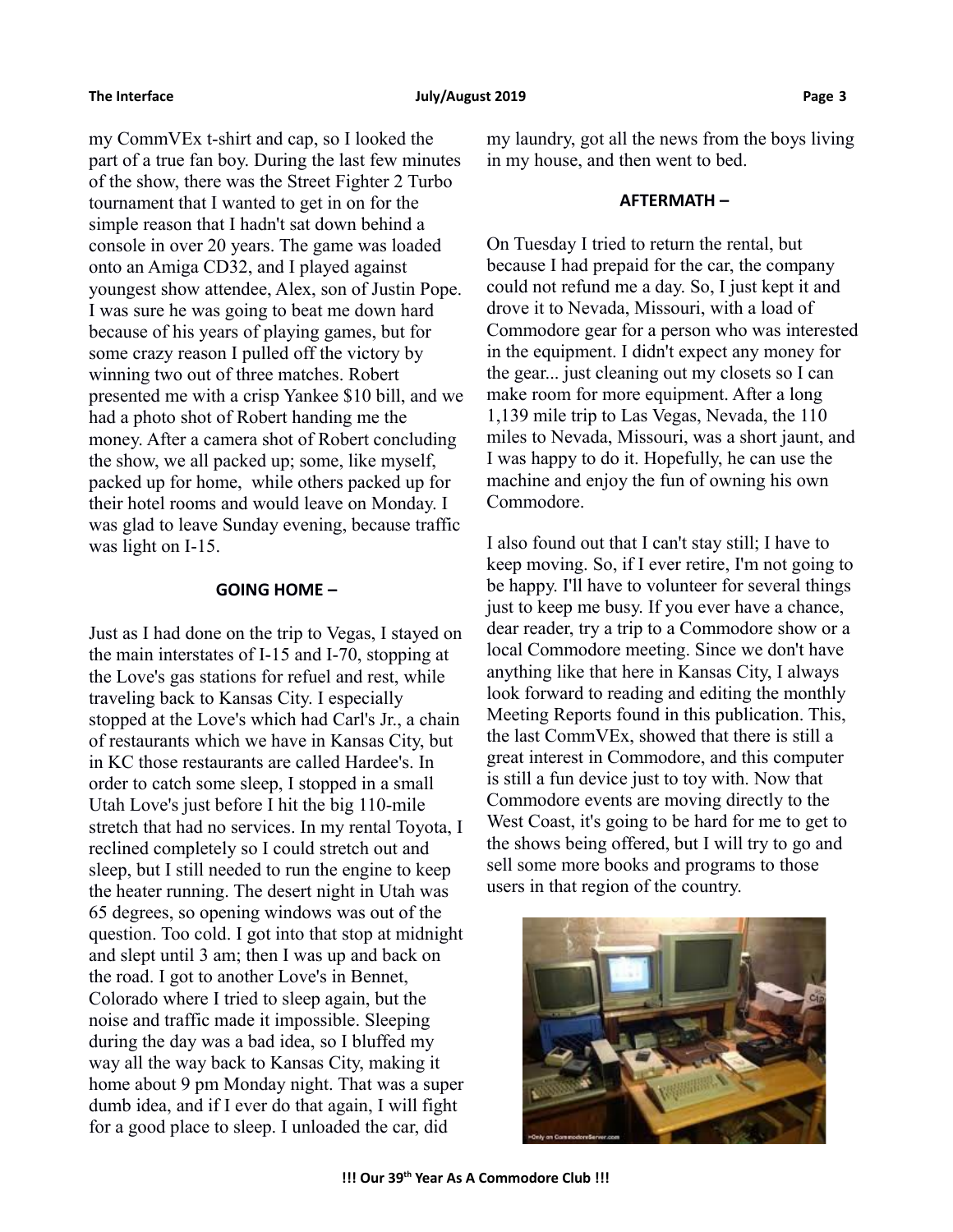my CommVEx t-shirt and cap, so I looked the part of a true fan boy. During the last few minutes of the show, there was the Street Fighter 2 Turbo tournament that I wanted to get in on for the simple reason that I hadn't sat down behind a console in over 20 years. The game was loaded onto an Amiga CD32, and I played against youngest show attendee, Alex, son of Justin Pope. I was sure he was going to beat me down hard because of his years of playing games, but for some crazy reason I pulled off the victory by winning two out of three matches. Robert presented me with a crisp Yankee $10 bill, and we had a photo shot of Robert handing me the money. After a camera shot of Robert concluding the show, we all packed up; some, like myself, packed up for home, while others packed up for their hotel rooms and would leave on Monday. I was glad to leave Sunday evening, because traffic was light on I-15.

**GOING HOME –**

Just as I had done on the trip to Vegas, I stayed on the main interstates of I-15 and I-70, stopping at the Love's gas stations for refuel and rest, while traveling back to Kansas City. I especially stopped at the Love's which had Carl's Jr., a chain of restaurants which we have in Kansas City, but in KC those restaurants are called Hardee's. In order to catch some sleep, I stopped in a small Utah Love's just before I hit the big 110-mile stretch that had no services. In my rental Toyota, I reclined completely so I could stretch out and sleep, but I still needed to run the engine to keep the heater running. The desert night in Utah was 65 degrees, so opening windows was out of the question. Too cold. I got into that stop at midnight and slept until 3 am; then I was up and back on the road. I got to another Love's in Bennet, Colorado where I tried to sleep again, but the noise and traffic made it impossible. Sleeping during the day was a bad idea, so I bluffed my way all the way back to Kansas City, making it home about 9 pm Monday night. That was a super dumb idea, and if I ever do that again, I will fight for a good place to sleep. I unloaded the car, did my laundry, got all the news from the boys living in my house, and then went to bed.

**AFTERMATH –**

On Tuesday I tried to return the rental, but because I had prepaid for the car, the company could not refund me a day. So, I just kept it and drove it to Nevada, Missouri, with a load of Commodore gear for a person who was interested in the equipment. I didn't expect any money for the gear... just cleaning out my closets so I can make room for more equipment. After a long 1,139 mile trip to Las Vegas, Nevada, the 110 miles to Nevada, Missouri, was a short jaunt, and I was happy to do it. Hopefully, he can use the machine and enjoy the fun of owning his own Commodore.

I also found out that I can't stay still; I have to keep moving. So, if I ever retire, I'm not going to be happy. I'll have to volunteer for several things just to keep me busy. If you ever have a chance, dear reader, try a trip to a Commodore show or a local Commodore meeting. Since we don't have anything like that here in Kansas City, I always look forward to reading and editing the monthly Meeting Reports found in this publication. This, the last CommVEx, showed that there is still a great interest in Commodore, and this computer is still a fun device just to toy with. Now that Commodore events are moving directly to the West Coast, it's going to be hard for me to get to the shows being offered, but I will try to go and sell some more books and programs to those users in that region of the country.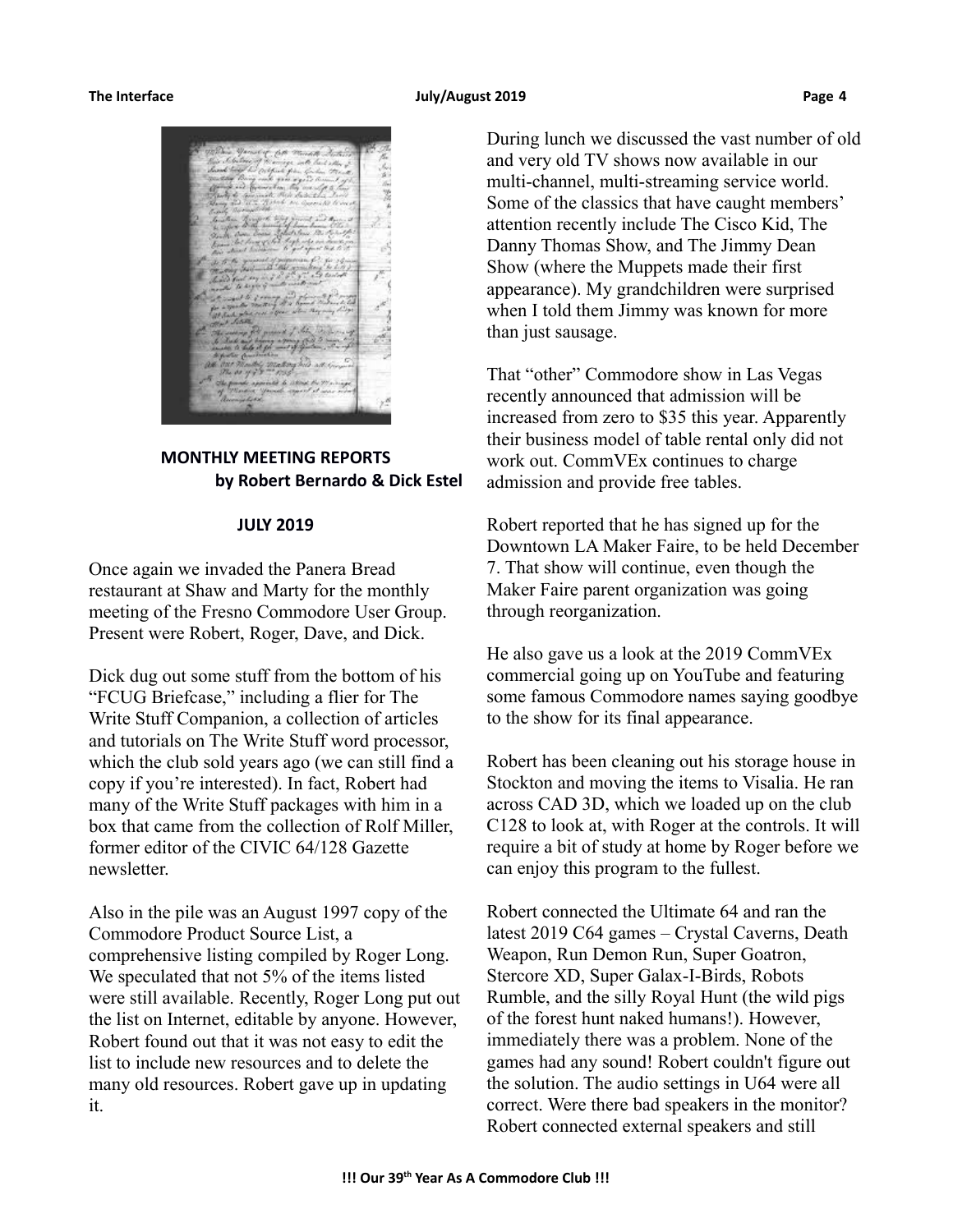## MONTHLY MEETING REPORTS
**by Robert Bernardo & Dick Estel**

### JULY 2019

Once again we invaded the Panera Bread restaurant at Shaw and Marty for the monthly meeting of the Fresno Commodore User Group. Present were Robert, Roger, Dave, and Dick.

Dick dug out some stuff from the bottom of his "FCUG Briefcase," including a flier for The Write Stuff Companion, a collection of articles and tutorials on The Write Stuff word processor, which the club sold years ago (we can still find a copy if you're interested). In fact, Robert had many of the Write Stuff packages with him in a box that came from the collection of Rolf Miller, former editor of the CIVIC 64/128 Gazette newsletter.

Also in the pile was an August 1997 copy of the Commodore Product Source List, a comprehensive listing compiled by Roger Long. We speculated that not 5% of the items listed were still available. Recently, Roger Long put out the list on Internet, editable by anyone. However, Robert found out that it was not easy to edit the list to include new resources and to delete the many old resources. Robert gave up in updating it.

During lunch we discussed the vast number of old and very old TV shows now available in our multi-channel, multi-streaming service world. Some of the classics that have caught members' attention recently include The Cisco Kid, The Danny Thomas Show, and The Jimmy Dean Show (where the Muppets made their first appearance). My grandchildren were surprised when I told them Jimmy was known for more than just sausage.

That "other" Commodore show in Las Vegas recently announced that admission will be increased from zero to $35 this year. Apparently their business model of table rental only did not work out. CommVEx continues to charge admission and provide free tables.

Robert reported that he has signed up for the Downtown LA Maker Faire, to be held December 7. That show will continue, even though the Maker Faire parent organization was going through reorganization.

He also gave us a look at the 2019 CommVEx commercial going up on YouTube and featuring some famous Commodore names saying goodbye to the show for its final appearance.

Robert has been cleaning out his storage house in Stockton and moving the items to Visalia. He ran across CAD 3D, which we loaded up on the club C128 to look at, with Roger at the controls. It will require a bit of study at home by Roger before we can enjoy this program to the fullest.

Robert connected the Ultimate 64 and ran the latest 2019 C64 games – Crystal Caverns, Death Weapon, Run Demon Run, Super Goatron, Stercore XD, Super Galax-I-Birds, Robots Rumble, and the silly Royal Hunt (the wild pigs of the forest hunt naked humans!). However, immediately there was a problem. None of the games had any sound! Robert couldn't figure out the solution. The audio settings in U64 were all correct. Were there bad speakers in the monitor? Robert connected external speakers and still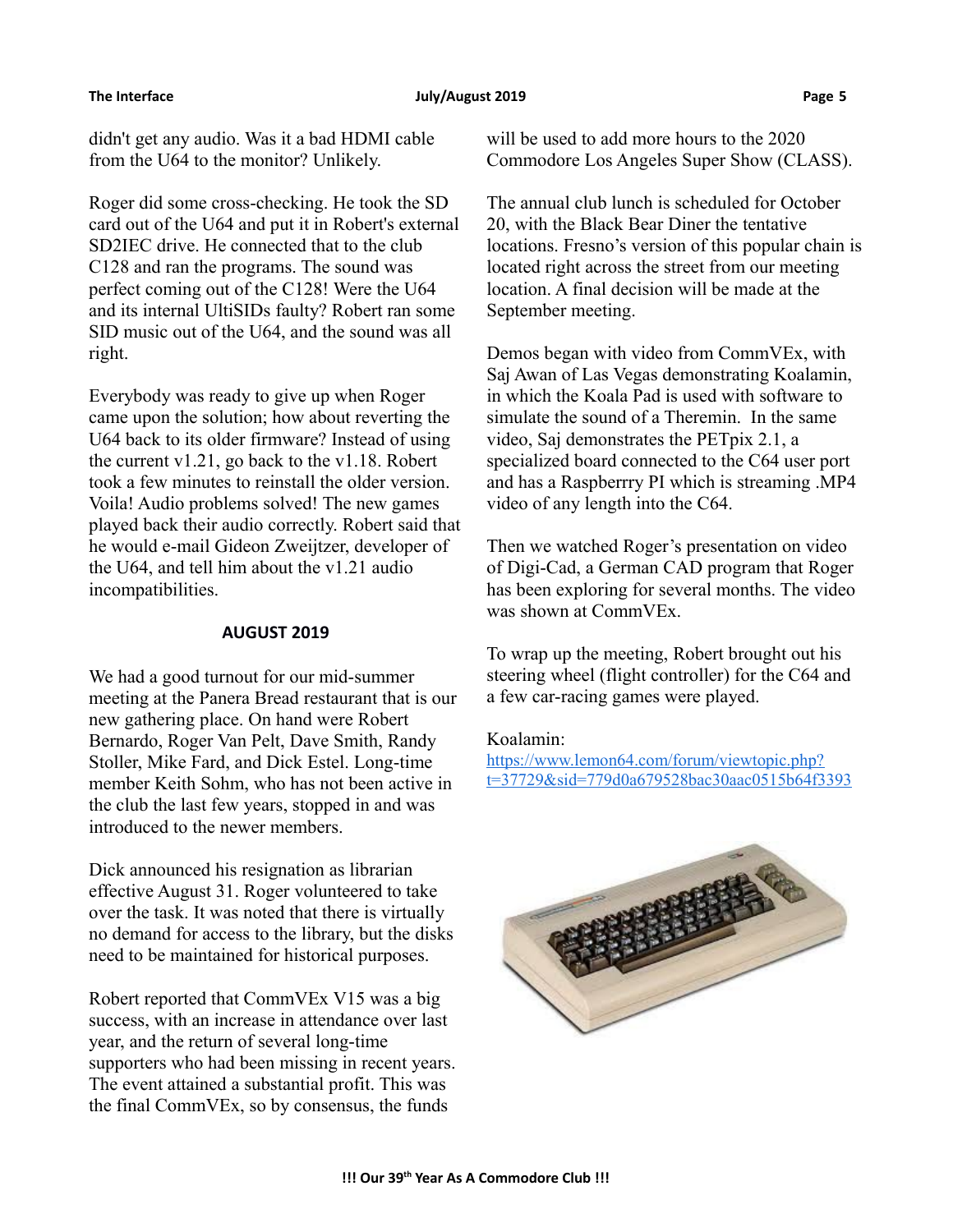didn't get any audio. Was it a bad HDMI cable from the U64 to the monitor? Unlikely.

Roger did some cross-checking. He took the SD card out of the U64 and put it in Robert's external SD2IEC drive. He connected that to the club C128 and ran the programs. The sound was perfect coming out of the C128! Were the U64 and its internal UltiSIDs faulty? Robert ran some SID music out of the U64, and the sound was all right.

Everybody was ready to give up when Roger came upon the solution; how about reverting the U64 back to its older firmware? Instead of using the current v1.21, go back to the v1.18. Robert took a few minutes to reinstall the older version. Voila! Audio problems solved! The new games played back their audio correctly. Robert said that he would e-mail Gideon Zweijtzer, developer of the U64, and tell him about the v1.21 audio incompatibilities.

**AUGUST 2019**

We had a good turnout for our mid-summer meeting at the Panera Bread restaurant that is our new gathering place. On hand were Robert Bernardo, Roger Van Pelt, Dave Smith, Randy Stoller, Mike Fard, and Dick Estel. Long-time member Keith Sohm, who has not been active in the club the last few years, stopped in and was introduced to the newer members.

Dick announced his resignation as librarian effective August 31. Roger volunteered to take over the task. It was noted that there is virtually no demand for access to the library, but the disks need to be maintained for historical purposes.

Robert reported that CommVEx V15 was a big success, with an increase in attendance over last year, and the return of several long-time supporters who had been missing in recent years. The event attained a substantial profit. This was the final CommVEx, so by consensus, the funds will be used to add more hours to the 2020 Commodore Los Angeles Super Show (CLASS).

The annual club lunch is scheduled for October 20, with the Black Bear Diner the tentative locations. Fresno's version of this popular chain is located right across the street from our meeting location. A final decision will be made at the September meeting.

Demos began with video from CommVEx, with Saj Awan of Las Vegas demonstrating Koalamin, in which the Koala Pad is used with software to simulate the sound of a Theremin. In the same video, Saj demonstrates the PETpix 2.1, a specialized board connected to the C64 user port and has a Raspberrry PI which is streaming .MP4 video of any length into the C64.

Then we watched Roger's presentation on video of Digi-Cad, a German CAD program that Roger has been exploring for several months. The video was shown at CommVEx.

To wrap up the meeting, Robert brought out his steering wheel (flight controller) for the C64 and a few car-racing games were played.

Koalamin:
https://www.lemon64.com/forum/viewtopic.php?t=37729&sid=779d0a679528bac30aac0515b64f3393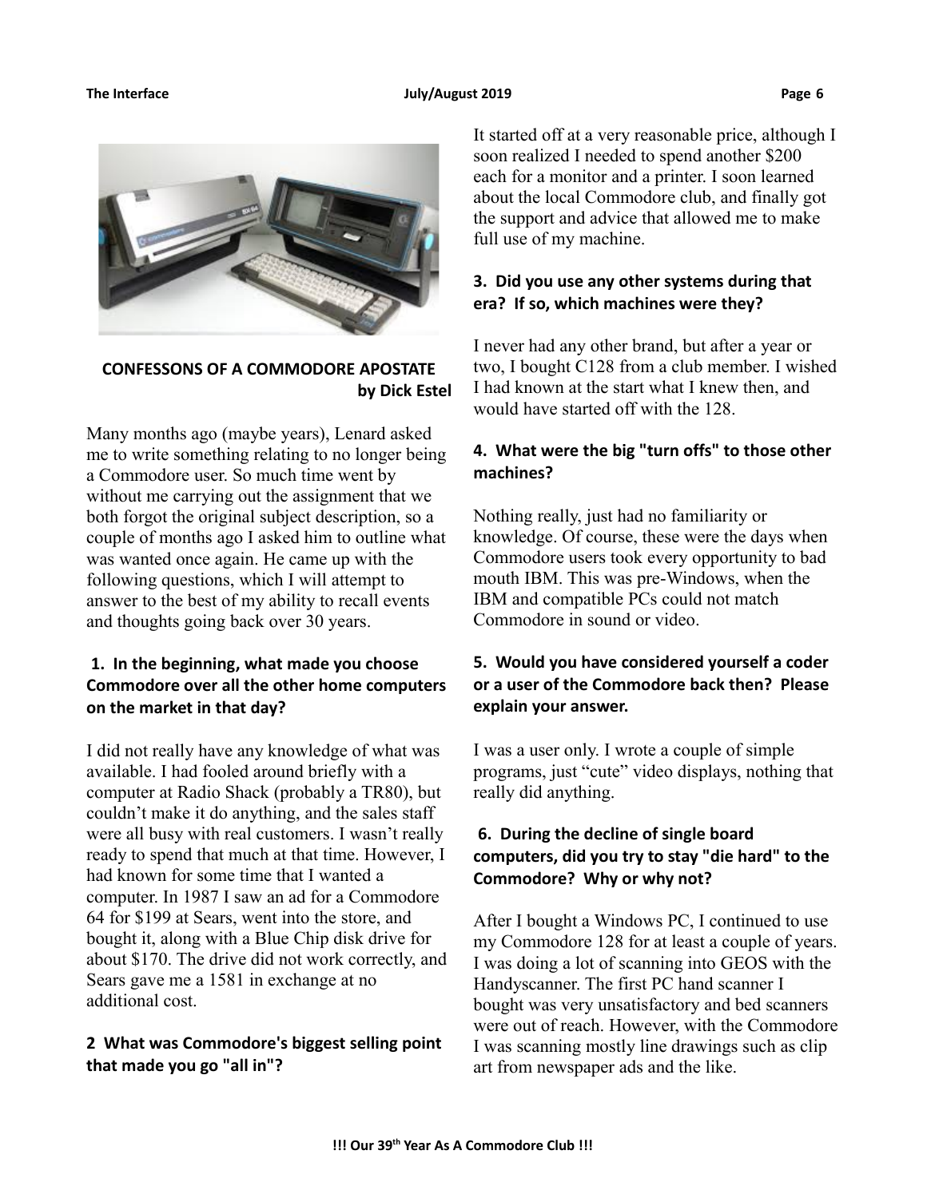## CONFESSONS OF A COMMODORE APOSTATE

**by Dick Estel**

Many months ago (maybe years), Lenard asked me to write something relating to no longer being a Commodore user. So much time went by without me carrying out the assignment that we both forgot the original subject description, so a couple of months ago I asked him to outline what was wanted once again. He came up with the following questions, which I will attempt to answer to the best of my ability to recall events and thoughts going back over 30 years.

### 1. In the beginning, what made you choose Commodore over all the other home computers on the market in that day?

I did not really have any knowledge of what was available. I had fooled around briefly with a computer at Radio Shack (probably a TR80), but couldn't make it do anything, and the sales staff were all busy with real customers. I wasn't really ready to spend that much at that time. However, I had known for some time that I wanted a computer. In 1987 I saw an ad for a Commodore 64 for $199 at Sears, went into the store, and bought it, along with a Blue Chip disk drive for about $170. The drive did not work correctly, and Sears gave me a 1581 in exchange at no additional cost.

### 2 What was Commodore's biggest selling point that made you go "all in"?

It started off at a very reasonable price, although I soon realized I needed to spend another $200 each for a monitor and a printer. I soon learned about the local Commodore club, and finally got the support and advice that allowed me to make full use of my machine.

### 3. Did you use any other systems during that era? If so, which machines were they?

I never had any other brand, but after a year or two, I bought C128 from a club member. I wished I had known at the start what I knew then, and would have started off with the 128.

### 4. What were the big "turn offs" to those other machines?

Nothing really, just had no familiarity or knowledge. Of course, these were the days when Commodore users took every opportunity to bad mouth IBM. This was pre-Windows, when the IBM and compatible PCs could not match Commodore in sound or video.

### 5. Would you have considered yourself a coder or a user of the Commodore back then? Please explain your answer.

I was a user only. I wrote a couple of simple programs, just "cute" video displays, nothing that really did anything.

### 6. During the decline of single board computers, did you try to stay "die hard" to the Commodore? Why or why not?

After I bought a Windows PC, I continued to use my Commodore 128 for at least a couple of years. I was doing a lot of scanning into GEOS with the Handyscanner. The first PC hand scanner I bought was very unsatisfactory and bed scanners were out of reach. However, with the Commodore I was scanning mostly line drawings such as clip art from newspaper ads and the like.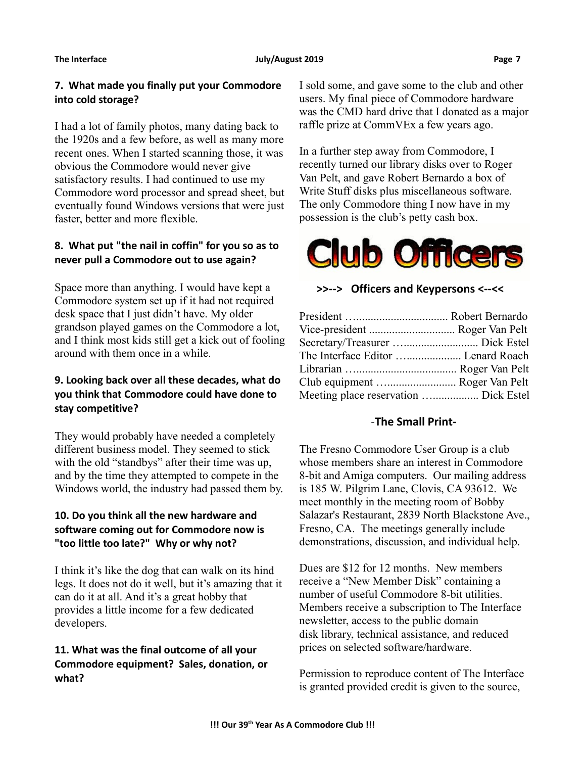**7. What made you finally put your Commodore into cold storage?**

I had a lot of family photos, many dating back to the 1920s and a few before, as well as many more recent ones. When I started scanning those, it was obvious the Commodore would never give satisfactory results. I had continued to use my Commodore word processor and spread sheet, but eventually found Windows versions that were just faster, better and more flexible.

**8. What put "the nail in coffin" for you so as to never pull a Commodore out to use again?**

Space more than anything. I would have kept a Commodore system set up if it had not required desk space that I just didn't have. My older grandson played games on the Commodore a lot, and I think most kids still get a kick out of fooling around with them once in a while.

**9. Looking back over all these decades, what do you think that Commodore could have done to stay competitive?**

They would probably have needed a completely different business model. They seemed to stick with the old "standbys" after their time was up, and by the time they attempted to compete in the Windows world, the industry had passed them by.

**10. Do you think all the new hardware and software coming out for Commodore now is "too little too late?" Why or why not?**

I think it's like the dog that can walk on its hind legs. It does not do it well, but it's amazing that it can do it at all. And it's a great hobby that provides a little income for a few dedicated developers.

**11. What was the final outcome of all your Commodore equipment? Sales, donation, or what?**

I sold some, and gave some to the club and other users. My final piece of Commodore hardware was the CMD hard drive that I donated as a major raffle prize at CommVEx a few years ago.

In a further step away from Commodore, I recently turned our library disks over to Roger Van Pelt, and gave Robert Bernardo a box of Write Stuff disks plus miscellaneous software. The only Commodore thing I now have in my possession is the club's petty cash box.

# Club Officers

**>>--> Officers and Keypersons <--<<**

President …................................ Robert Bernardo
Vice-president .............................. Roger Van Pelt
Secretary/Treasurer …......................... Dick Estel
The Interface Editor …................... Lenard Roach
Librarian …................................... Roger Van Pelt
Club equipment …........................ Roger Van Pelt
Meeting place reservation …................ Dick Estel

**-The Small Print-**

The Fresno Commodore User Group is a club whose members share an interest in Commodore 8-bit and Amiga computers. Our mailing address is 185 W. Pilgrim Lane, Clovis, CA 93612. We meet monthly in the meeting room of Bobby Salazar's Restaurant, 2839 North Blackstone Ave., Fresno, CA. The meetings generally include demonstrations, discussion, and individual help.

Dues are $12 for 12 months. New members receive a "New Member Disk" containing a number of useful Commodore 8-bit utilities. Members receive a subscription to The Interface newsletter, access to the public domain disk library, technical assistance, and reduced prices on selected software/hardware.

Permission to reproduce content of The Interface is granted provided credit is given to the source,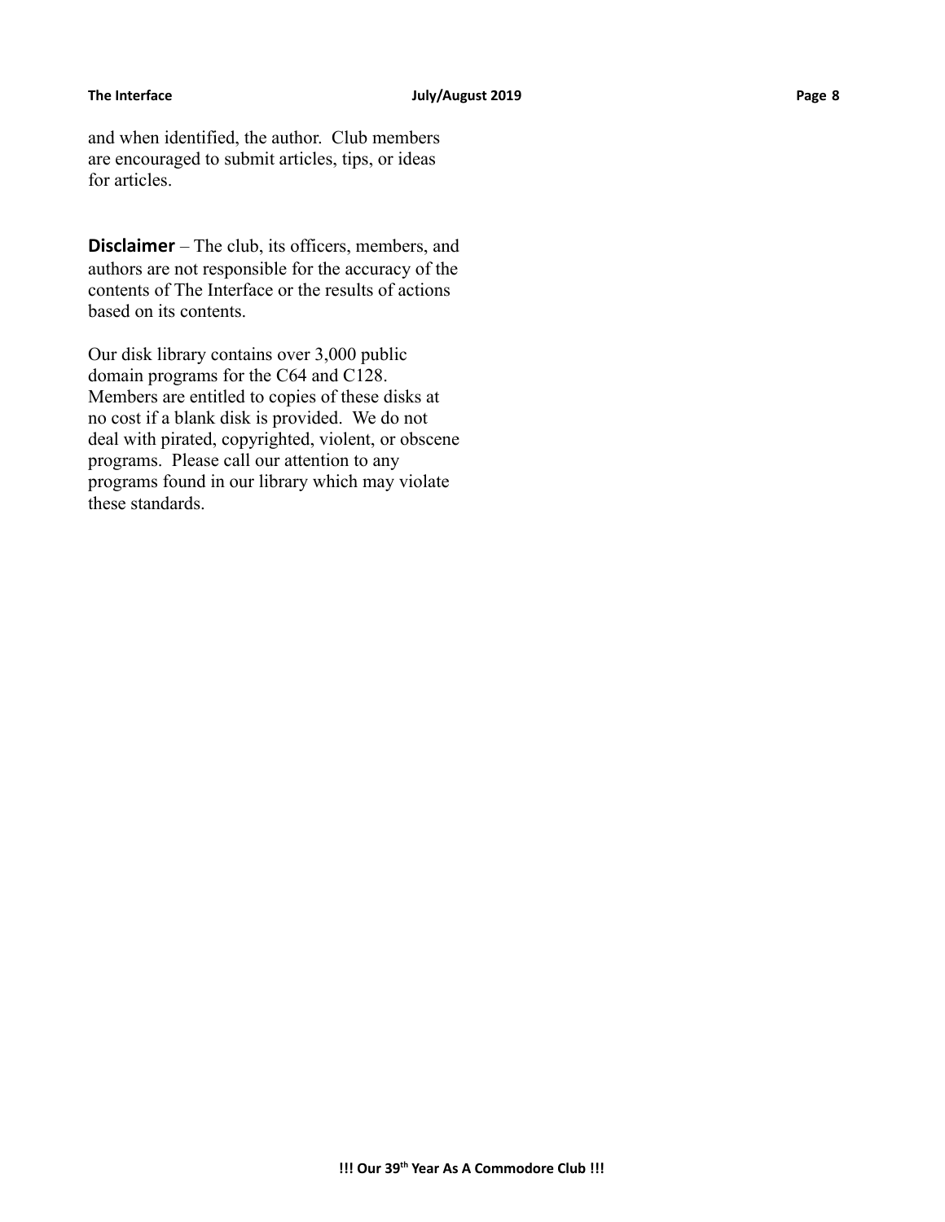and when identified, the author. Club members are encouraged to submit articles, tips, or ideas for articles.

**Disclaimer** – The club, its officers, members, and authors are not responsible for the accuracy of the contents of The Interface or the results of actions based on its contents.

Our disk library contains over 3,000 public domain programs for the C64 and C128. Members are entitled to copies of these disks at no cost if a blank disk is provided. We do not deal with pirated, copyrighted, violent, or obscene programs. Please call our attention to any programs found in our library which may violate these standards.